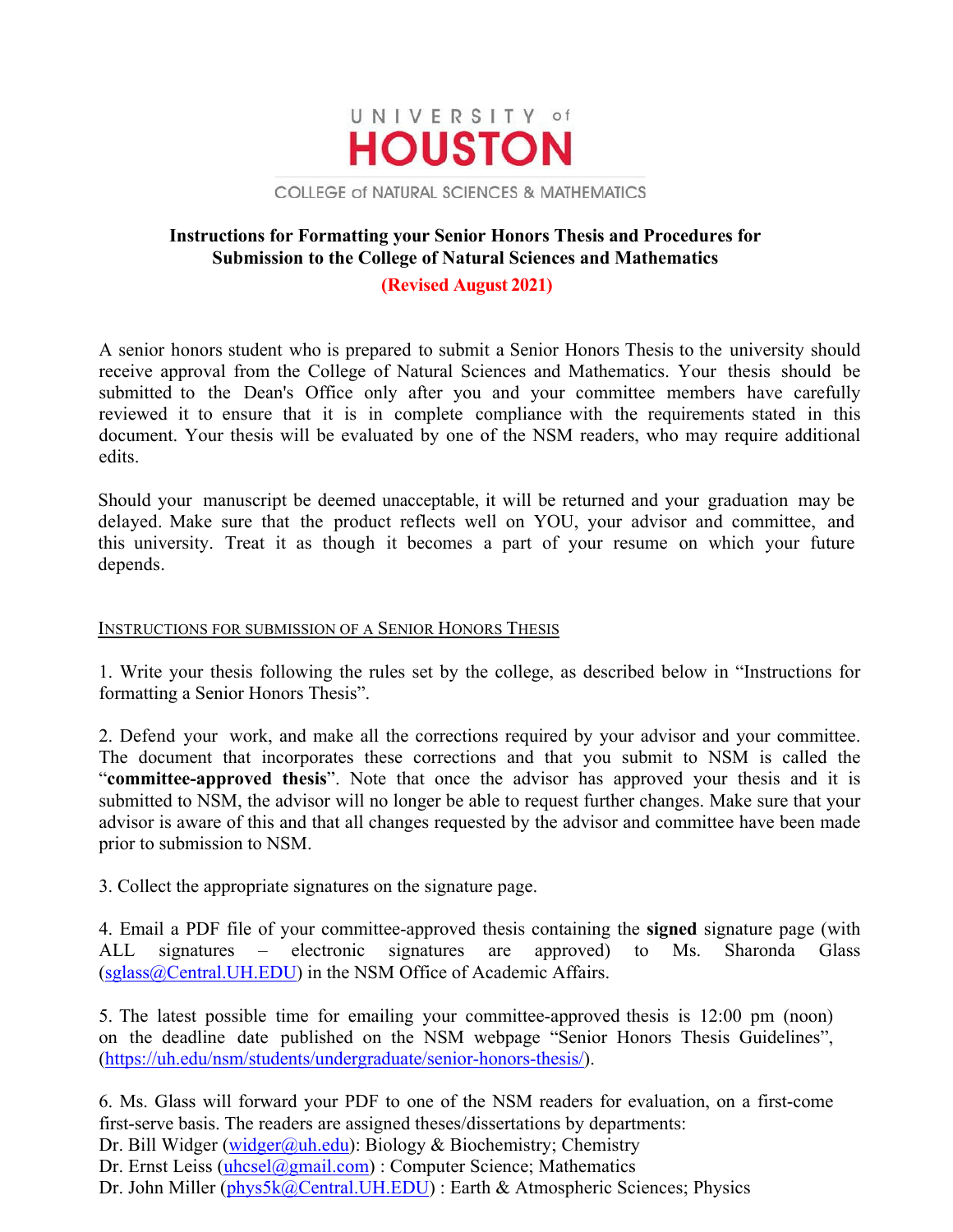UNIVERSITY of
HOUSTON

COLLEGE of NATURAL SCIENCES & MATHEMATICS

**Instructions for Formatting your Senior Honors Thesis and Procedures for Submission to the College of Natural Sciences and Mathematics**

**(Revised August 2021)**

A senior honors student who is prepared to submit a Senior Honors Thesis to the university should receive approval from the College of Natural Sciences and Mathematics. Your thesis should be submitted to the Dean's Office only after you and your committee members have carefully reviewed it to ensure that it is in complete compliance with the requirements stated in this document. Your thesis will be evaluated by one of the NSM readers, who may require additional edits.

Should your manuscript be deemed unacceptable, it will be returned and your graduation may be delayed. Make sure that the product reflects well on YOU, your advisor and committee, and this university. Treat it as though it becomes a part of your resume on which your future depends.

## INSTRUCTIONS FOR SUBMISSION OF A SENIOR HONORS THESIS

1. Write your thesis following the rules set by the college, as described below in "Instructions for formatting a Senior Honors Thesis".

2. Defend your work, and make all the corrections required by your advisor and your committee. The document that incorporates these corrections and that you submit to NSM is called the "**committee-approved thesis**". Note that once the advisor has approved your thesis and it is submitted to NSM, the advisor will no longer be able to request further changes. Make sure that your advisor is aware of this and that all changes requested by the advisor and committee have been made prior to submission to NSM.

3. Collect the appropriate signatures on the signature page.

4. Email a PDF file of your committee-approved thesis containing the **signed** signature page (with ALL signatures – electronic signatures are approved) to Ms. Sharonda Glass (sglass@Central.UH.EDU) in the NSM Office of Academic Affairs.

5. The latest possible time for emailing your committee-approved thesis is 12:00 pm (noon) on the deadline date published on the NSM webpage "Senior Honors Thesis Guidelines", (https://uh.edu/nsm/students/undergraduate/senior-honors-thesis/).

6. Ms. Glass will forward your PDF to one of the NSM readers for evaluation, on a first-come first-serve basis. The readers are assigned theses/dissertations by departments:
Dr. Bill Widger (widger@uh.edu): Biology & Biochemistry; Chemistry
Dr. Ernst Leiss (uhcsel@gmail.com) : Computer Science; Mathematics
Dr. John Miller (phys5k@Central.UH.EDU) : Earth & Atmospheric Sciences; Physics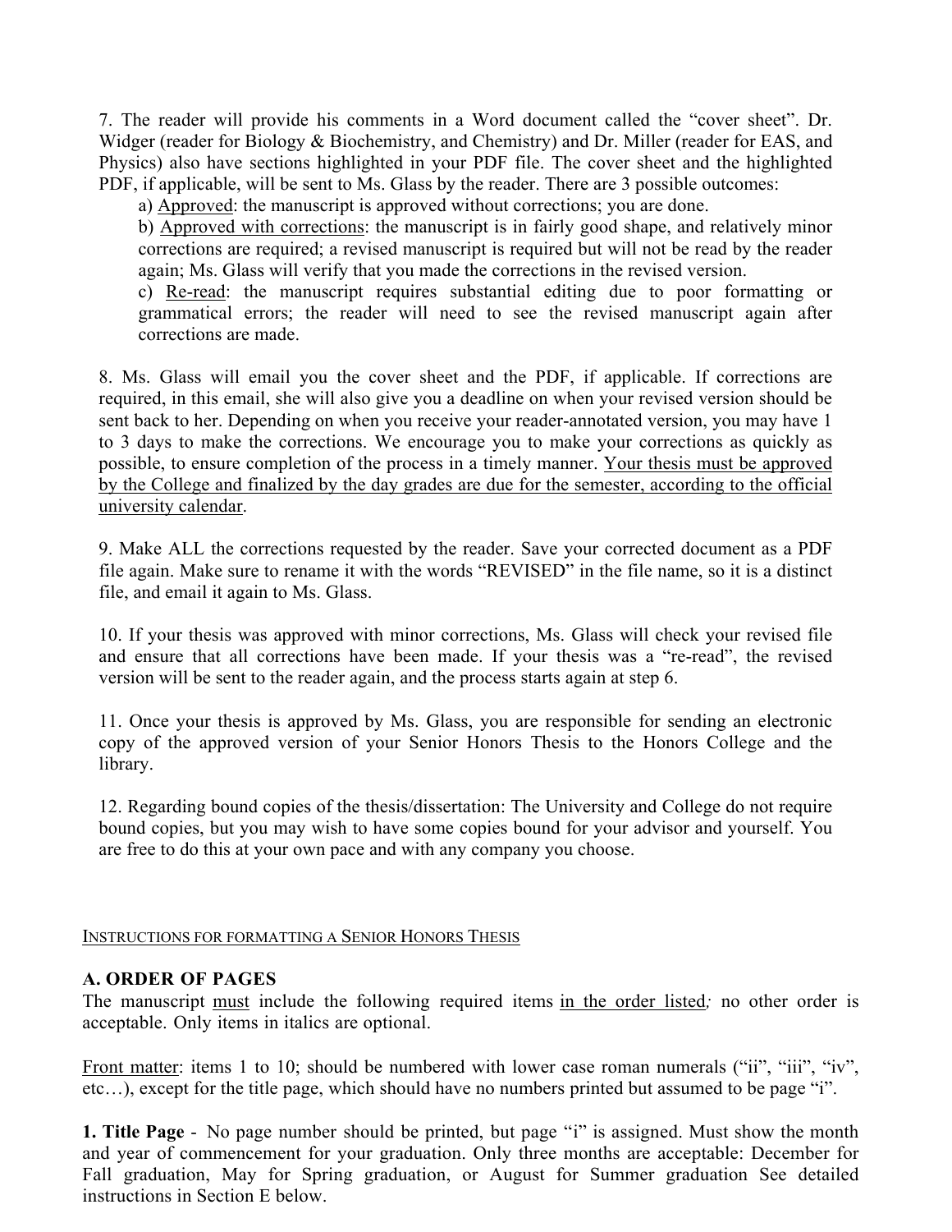7. The reader will provide his comments in a Word document called the "cover sheet". Dr. Widger (reader for Biology & Biochemistry, and Chemistry) and Dr. Miller (reader for EAS, and Physics) also have sections highlighted in your PDF file. The cover sheet and the highlighted PDF, if applicable, will be sent to Ms. Glass by the reader. There are 3 possible outcomes:

a) <u>Approved</u>: the manuscript is approved without corrections; you are done.

b) <u>Approved with corrections</u>: the manuscript is in fairly good shape, and relatively minor corrections are required; a revised manuscript is required but will not be read by the reader again; Ms. Glass will verify that you made the corrections in the revised version.

c) <u>Re-read</u>: the manuscript requires substantial editing due to poor formatting or grammatical errors; the reader will need to see the revised manuscript again after corrections are made.

8. Ms. Glass will email you the cover sheet and the PDF, if applicable. If corrections are required, in this email, she will also give you a deadline on when your revised version should be sent back to her. Depending on when you receive your reader-annotated version, you may have 1 to 3 days to make the corrections. We encourage you to make your corrections as quickly as possible, to ensure completion of the process in a timely manner. <u>Your thesis must be approved by the College and finalized by the day grades are due for the semester, according to the official university calendar</u>.

9. Make ALL the corrections requested by the reader. Save your corrected document as a PDF file again. Make sure to rename it with the words "REVISED" in the file name, so it is a distinct file, and email it again to Ms. Glass.

10. If your thesis was approved with minor corrections, Ms. Glass will check your revised file and ensure that all corrections have been made. If your thesis was a "re-read", the revised version will be sent to the reader again, and the process starts again at step 6.

11. Once your thesis is approved by Ms. Glass, you are responsible for sending an electronic copy of the approved version of your Senior Honors Thesis to the Honors College and the library.

12. Regarding bound copies of the thesis/dissertation: The University and College do not require bound copies, but you may wish to have some copies bound for your advisor and yourself. You are free to do this at your own pace and with any company you choose.

## <u>INSTRUCTIONS FOR FORMATTING A SENIOR HONORS THESIS</u>

### A. ORDER OF PAGES

The manuscript <u>must</u> include the following required items <u>in the order listed</u>; no other order is acceptable. Only items in italics are optional.

<u>Front matter</u>: items 1 to 10; should be numbered with lower case roman numerals ("ii", "iii", "iv", etc…), except for the title page, which should have no numbers printed but assumed to be page "i".

**1. Title Page** - No page number should be printed, but page "i" is assigned. Must show the month and year of commencement for your graduation. Only three months are acceptable: December for Fall graduation, May for Spring graduation, or August for Summer graduation See detailed instructions in Section E below.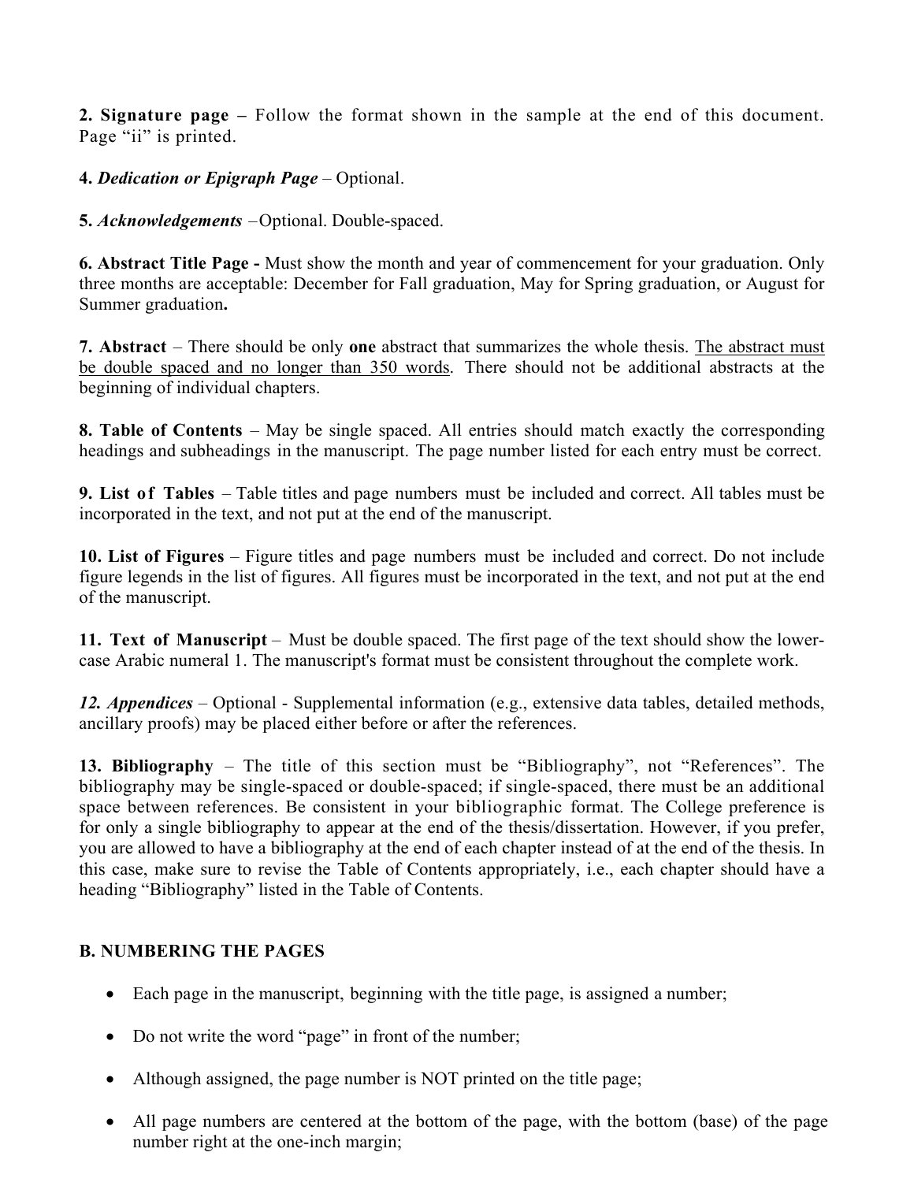**2. Signature page –** Follow the format shown in the sample at the end of this document. Page "ii" is printed.

**4.** ***Dedication or Epigraph Page*** – Optional.

**5.** ***Acknowledgements*** –Optional. Double-spaced.

**6. Abstract Title Page -** Must show the month and year of commencement for your graduation. Only three months are acceptable: December for Fall graduation, May for Spring graduation, or August for Summer graduation**.**

**7. Abstract** – There should be only **one** abstract that summarizes the whole thesis. <u>The abstract must be double spaced and no longer than 350 words</u>. There should not be additional abstracts at the beginning of individual chapters.

**8. Table of Contents** – May be single spaced. All entries should match exactly the corresponding headings and subheadings in the manuscript. The page number listed for each entry must be correct.

**9. List of Tables** – Table titles and page numbers must be included and correct. All tables must be incorporated in the text, and not put at the end of the manuscript.

**10. List of Figures** – Figure titles and page numbers must be included and correct. Do not include figure legends in the list of figures. All figures must be incorporated in the text, and not put at the end of the manuscript.

**11. Text of Manuscript** – Must be double spaced. The first page of the text should show the lower-case Arabic numeral 1. The manuscript's format must be consistent throughout the complete work.

***12. Appendices*** – Optional - Supplemental information (e.g., extensive data tables, detailed methods, ancillary proofs) may be placed either before or after the references.

**13. Bibliography** – The title of this section must be "Bibliography", not "References". The bibliography may be single-spaced or double-spaced; if single-spaced, there must be an additional space between references. Be consistent in your bibliographic format. The College preference is for only a single bibliography to appear at the end of the thesis/dissertation. However, if you prefer, you are allowed to have a bibliography at the end of each chapter instead of at the end of the thesis. In this case, make sure to revise the Table of Contents appropriately, i.e., each chapter should have a heading "Bibliography" listed in the Table of Contents.

## B. NUMBERING THE PAGES

- Each page in the manuscript, beginning with the title page, is assigned a number;
- Do not write the word "page" in front of the number;
- Although assigned, the page number is NOT printed on the title page;
- All page numbers are centered at the bottom of the page, with the bottom (base) of the page number right at the one-inch margin;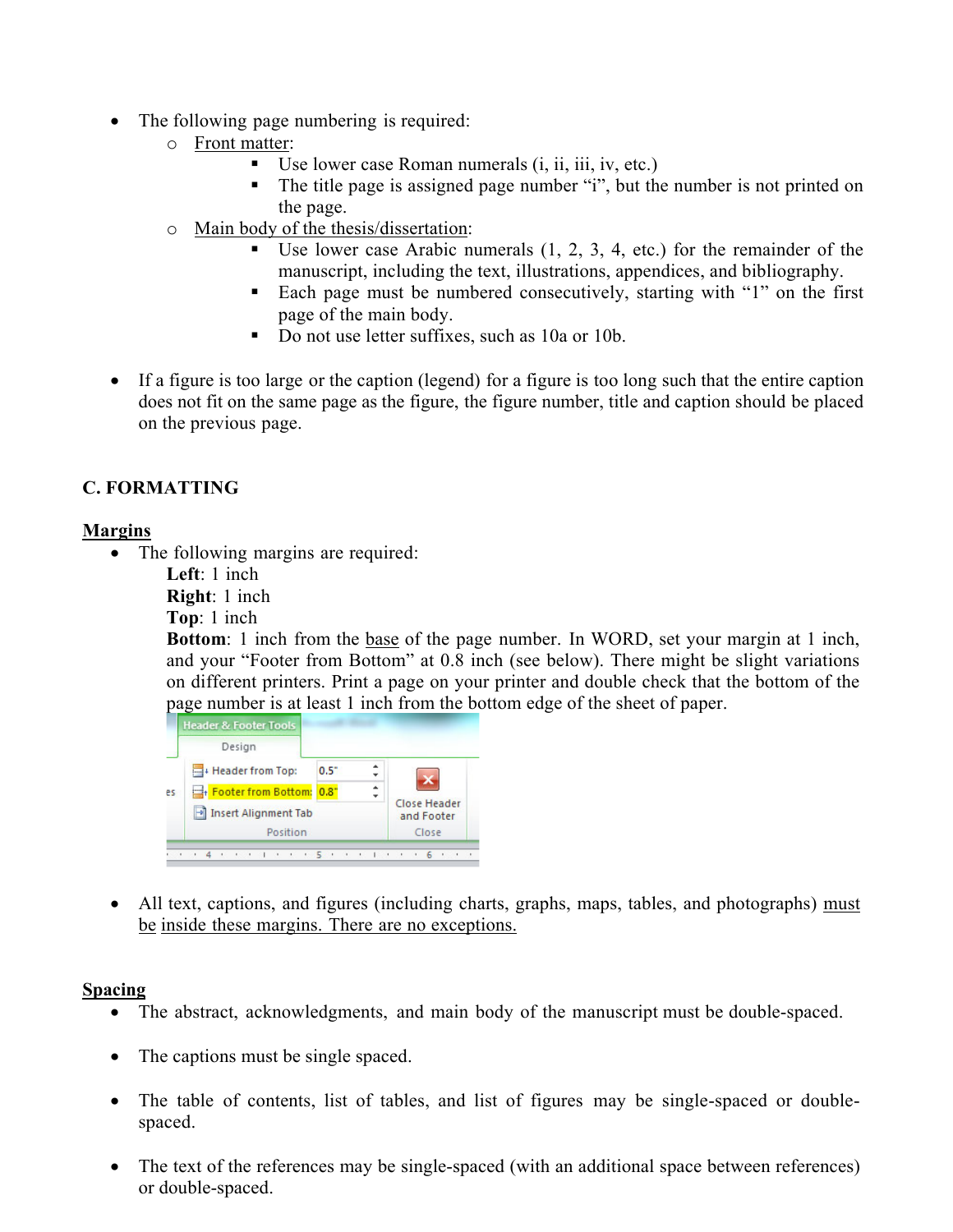- The following page numbering is required:
  - Front matter:
    - Use lower case Roman numerals (i, ii, iii, iv, etc.)
    - The title page is assigned page number "i", but the number is not printed on the page.
  - Main body of the thesis/dissertation:
    - Use lower case Arabic numerals (1, 2, 3, 4, etc.) for the remainder of the manuscript, including the text, illustrations, appendices, and bibliography.
    - Each page must be numbered consecutively, starting with "1" on the first page of the main body.
    - Do not use letter suffixes, such as 10a or 10b.

- If a figure is too large or the caption (legend) for a figure is too long such that the entire caption does not fit on the same page as the figure, the figure number, title and caption should be placed on the previous page.

## C. FORMATTING

### Margins

- The following margins are required:

  **Left**: 1 inch
  **Right**: 1 inch
  **Top**: 1 inch
  **Bottom**: 1 inch from the base of the page number. In WORD, set your margin at 1 inch, and your "Footer from Bottom" at 0.8 inch (see below). There might be slight variations on different printers. Print a page on your printer and double check that the bottom of the page number is at least 1 inch from the bottom edge of the sheet of paper.

- All text, captions, and figures (including charts, graphs, maps, tables, and photographs) must be inside these margins. There are no exceptions.

### Spacing

- The abstract, acknowledgments, and main body of the manuscript must be double-spaced.

- The captions must be single spaced.

- The table of contents, list of tables, and list of figures may be single-spaced or double-spaced.

- The text of the references may be single-spaced (with an additional space between references) or double-spaced.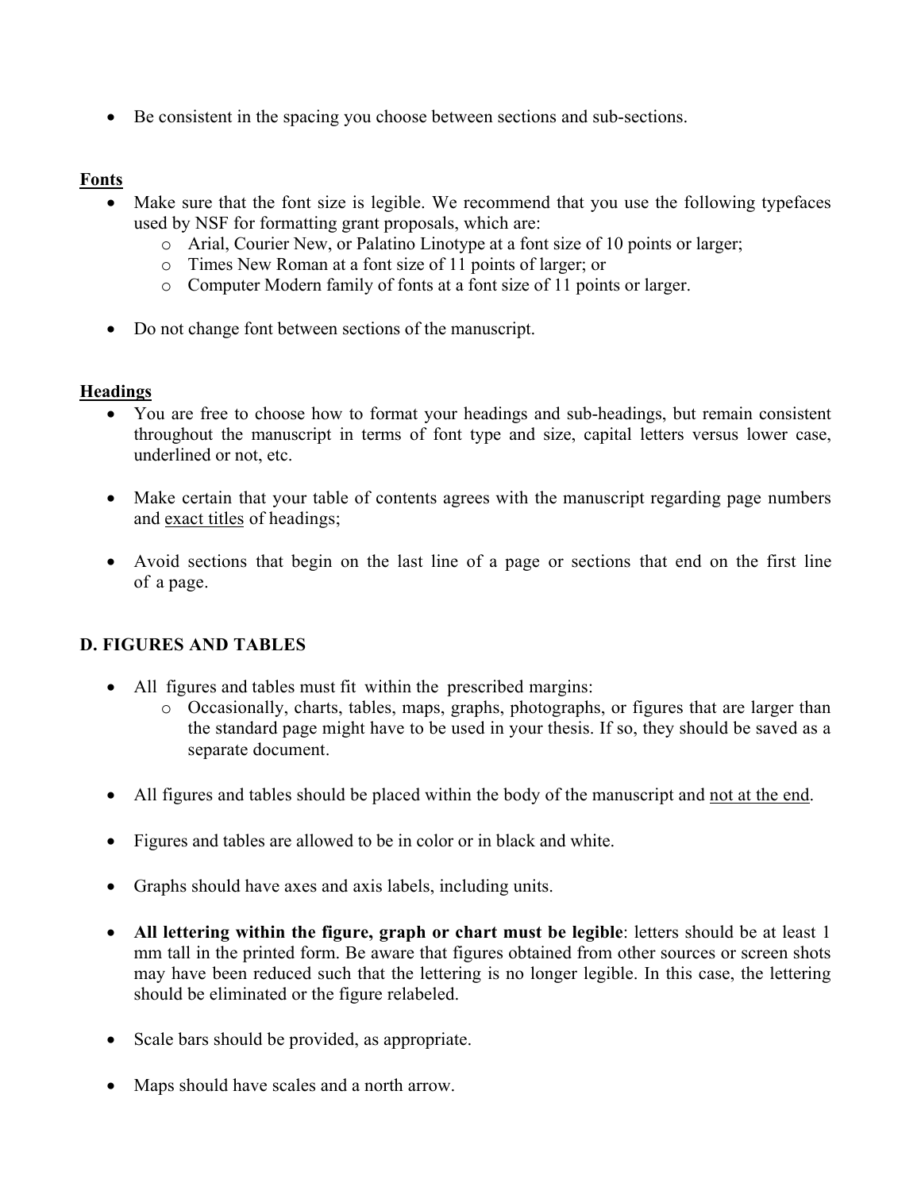- Be consistent in the spacing you choose between sections and sub-sections.

**Fonts**

- Make sure that the font size is legible. We recommend that you use the following typefaces used by NSF for formatting grant proposals, which are:
    - Arial, Courier New, or Palatino Linotype at a font size of 10 points or larger;
    - Times New Roman at a font size of 11 points of larger; or
    - Computer Modern family of fonts at a font size of 11 points or larger.

- Do not change font between sections of the manuscript.

**Headings**

- You are free to choose how to format your headings and sub-headings, but remain consistent throughout the manuscript in terms of font type and size, capital letters versus lower case, underlined or not, etc.

- Make certain that your table of contents agrees with the manuscript regarding page numbers and exact titles of headings;

- Avoid sections that begin on the last line of a page or sections that end on the first line of a page.

## D. FIGURES AND TABLES

- All figures and tables must fit within the prescribed margins:
    - Occasionally, charts, tables, maps, graphs, photographs, or figures that are larger than the standard page might have to be used in your thesis. If so, they should be saved as a separate document.

- All figures and tables should be placed within the body of the manuscript and not at the end.

- Figures and tables are allowed to be in color or in black and white.

- Graphs should have axes and axis labels, including units.

- **All lettering within the figure, graph or chart must be legible**: letters should be at least 1 mm tall in the printed form. Be aware that figures obtained from other sources or screen shots may have been reduced such that the lettering is no longer legible. In this case, the lettering should be eliminated or the figure relabeled.

- Scale bars should be provided, as appropriate.

- Maps should have scales and a north arrow.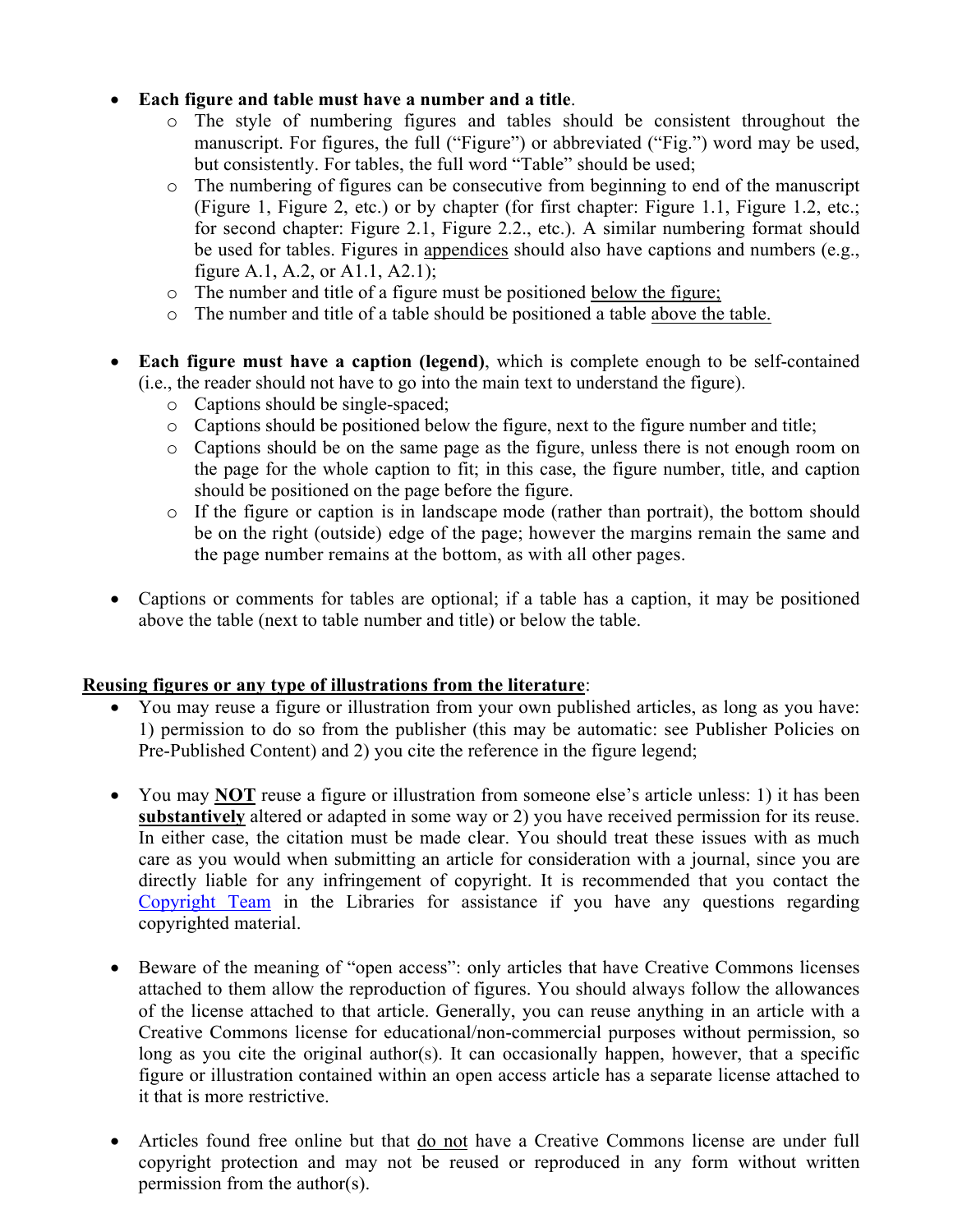- **Each figure and table must have a number and a title**.
  - The style of numbering figures and tables should be consistent throughout the manuscript. For figures, the full ("Figure") or abbreviated ("Fig.") word may be used, but consistently. For tables, the full word "Table" should be used;
  - The numbering of figures can be consecutive from beginning to end of the manuscript (Figure 1, Figure 2, etc.) or by chapter (for first chapter: Figure 1.1, Figure 1.2, etc.; for second chapter: Figure 2.1, Figure 2.2., etc.). A similar numbering format should be used for tables. Figures in appendices should also have captions and numbers (e.g., figure A.1, A.2, or A1.1, A2.1);
  - The number and title of a figure must be positioned below the figure;
  - The number and title of a table should be positioned a table above the table.

- **Each figure must have a caption (legend)**, which is complete enough to be self-contained (i.e., the reader should not have to go into the main text to understand the figure).
  - Captions should be single-spaced;
  - Captions should be positioned below the figure, next to the figure number and title;
  - Captions should be on the same page as the figure, unless there is not enough room on the page for the whole caption to fit; in this case, the figure number, title, and caption should be positioned on the page before the figure.
  - If the figure or caption is in landscape mode (rather than portrait), the bottom should be on the right (outside) edge of the page; however the margins remain the same and the page number remains at the bottom, as with all other pages.

- Captions or comments for tables are optional; if a table has a caption, it may be positioned above the table (next to table number and title) or below the table.

**Reusing figures or any type of illustrations from the literature**:

- You may reuse a figure or illustration from your own published articles, as long as you have: 1) permission to do so from the publisher (this may be automatic: see Publisher Policies on Pre-Published Content) and 2) you cite the reference in the figure legend;

- You may **NOT** reuse a figure or illustration from someone else's article unless: 1) it has been **substantively** altered or adapted in some way or 2) you have received permission for its reuse. In either case, the citation must be made clear. You should treat these issues with as much care as you would when submitting an article for consideration with a journal, since you are directly liable for any infringement of copyright. It is recommended that you contact the Copyright Team in the Libraries for assistance if you have any questions regarding copyrighted material.

- Beware of the meaning of "open access": only articles that have Creative Commons licenses attached to them allow the reproduction of figures. You should always follow the allowances of the license attached to that article. Generally, you can reuse anything in an article with a Creative Commons license for educational/non-commercial purposes without permission, so long as you cite the original author(s). It can occasionally happen, however, that a specific figure or illustration contained within an open access article has a separate license attached to it that is more restrictive.

- Articles found free online but that do not have a Creative Commons license are under full copyright protection and may not be reused or reproduced in any form without written permission from the author(s).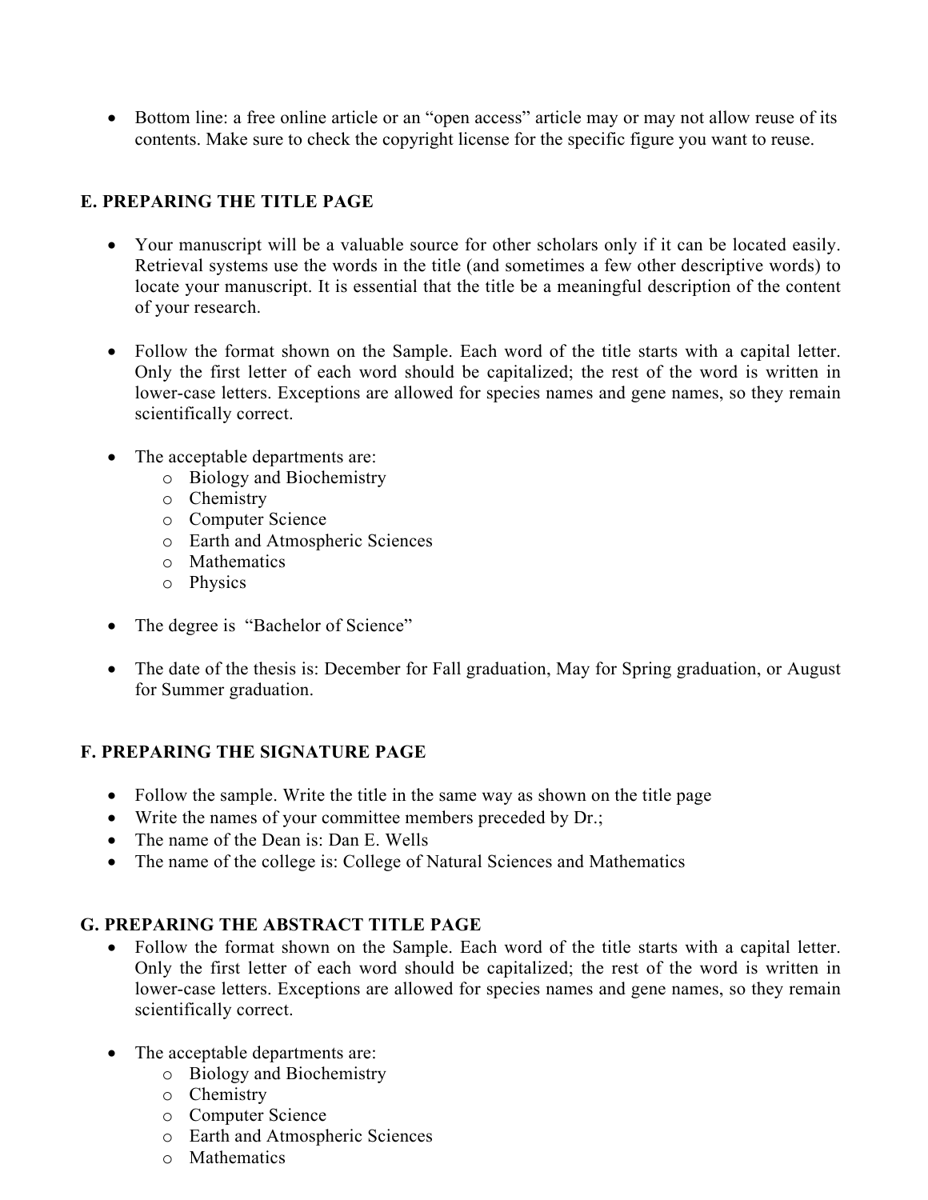- Bottom line: a free online article or an "open access" article may or may not allow reuse of its contents. Make sure to check the copyright license for the specific figure you want to reuse.

## E. PREPARING THE TITLE PAGE

- Your manuscript will be a valuable source for other scholars only if it can be located easily. Retrieval systems use the words in the title (and sometimes a few other descriptive words) to locate your manuscript. It is essential that the title be a meaningful description of the content of your research.

- Follow the format shown on the Sample. Each word of the title starts with a capital letter. Only the first letter of each word should be capitalized; the rest of the word is written in lower-case letters. Exceptions are allowed for species names and gene names, so they remain scientifically correct.

- The acceptable departments are:
  - Biology and Biochemistry
  - Chemistry
  - Computer Science
  - Earth and Atmospheric Sciences
  - Mathematics
  - Physics

- The degree is "Bachelor of Science"

- The date of the thesis is: December for Fall graduation, May for Spring graduation, or August for Summer graduation.

## F. PREPARING THE SIGNATURE PAGE

- Follow the sample. Write the title in the same way as shown on the title page
- Write the names of your committee members preceded by Dr.;
- The name of the Dean is: Dan E. Wells
- The name of the college is: College of Natural Sciences and Mathematics

## G. PREPARING THE ABSTRACT TITLE PAGE

- Follow the format shown on the Sample. Each word of the title starts with a capital letter. Only the first letter of each word should be capitalized; the rest of the word is written in lower-case letters. Exceptions are allowed for species names and gene names, so they remain scientifically correct.

- The acceptable departments are:
  - Biology and Biochemistry
  - Chemistry
  - Computer Science
  - Earth and Atmospheric Sciences
  - Mathematics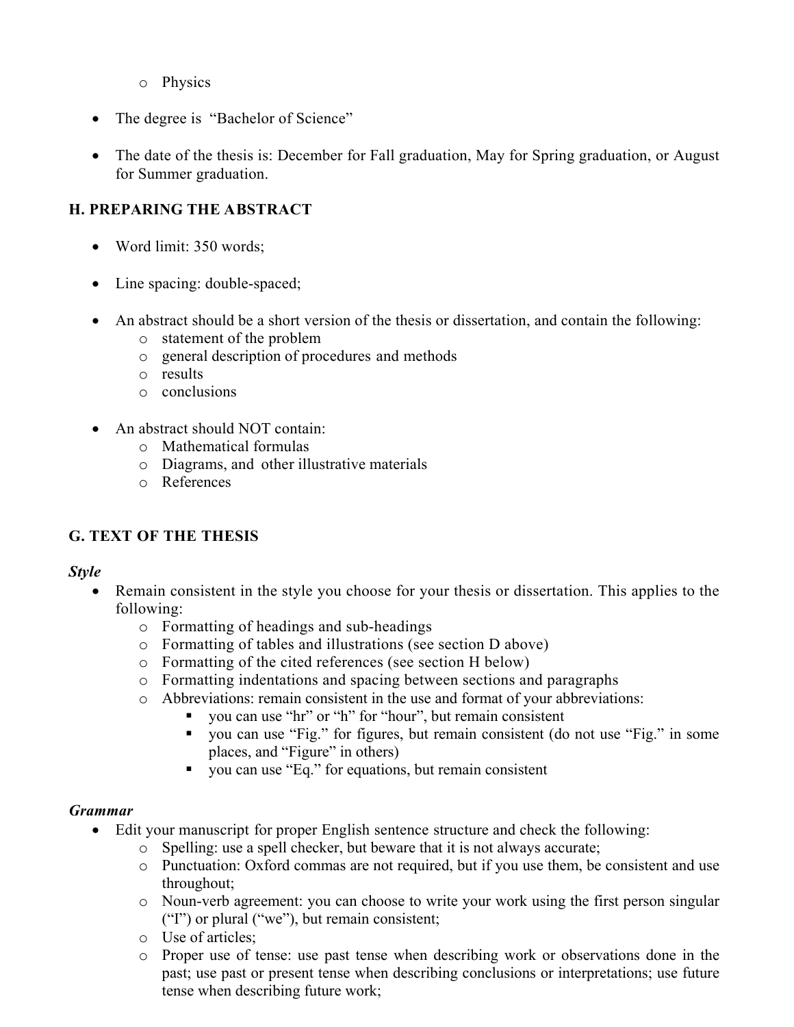- Physics

- The degree is "Bachelor of Science"

- The date of the thesis is: December for Fall graduation, May for Spring graduation, or August for Summer graduation.

## H. PREPARING THE ABSTRACT

- Word limit: 350 words;

- Line spacing: double-spaced;

- An abstract should be a short version of the thesis or dissertation, and contain the following:
  - statement of the problem
  - general description of procedures and methods
  - results
  - conclusions

- An abstract should NOT contain:
  - Mathematical formulas
  - Diagrams, and other illustrative materials
  - References

## G. TEXT OF THE THESIS

***Style***

- Remain consistent in the style you choose for your thesis or dissertation. This applies to the following:
  - Formatting of headings and sub-headings
  - Formatting of tables and illustrations (see section D above)
  - Formatting of the cited references (see section H below)
  - Formatting indentations and spacing between sections and paragraphs
  - Abbreviations: remain consistent in the use and format of your abbreviations:
    - you can use "hr" or "h" for "hour", but remain consistent
    - you can use "Fig." for figures, but remain consistent (do not use "Fig." in some places, and "Figure" in others)
    - you can use "Eq." for equations, but remain consistent

***Grammar***

- Edit your manuscript for proper English sentence structure and check the following:
  - Spelling: use a spell checker, but beware that it is not always accurate;
  - Punctuation: Oxford commas are not required, but if you use them, be consistent and use throughout;
  - Noun-verb agreement: you can choose to write your work using the first person singular ("I") or plural ("we"), but remain consistent;
  - Use of articles;
  - Proper use of tense: use past tense when describing work or observations done in the past; use past or present tense when describing conclusions or interpretations; use future tense when describing future work;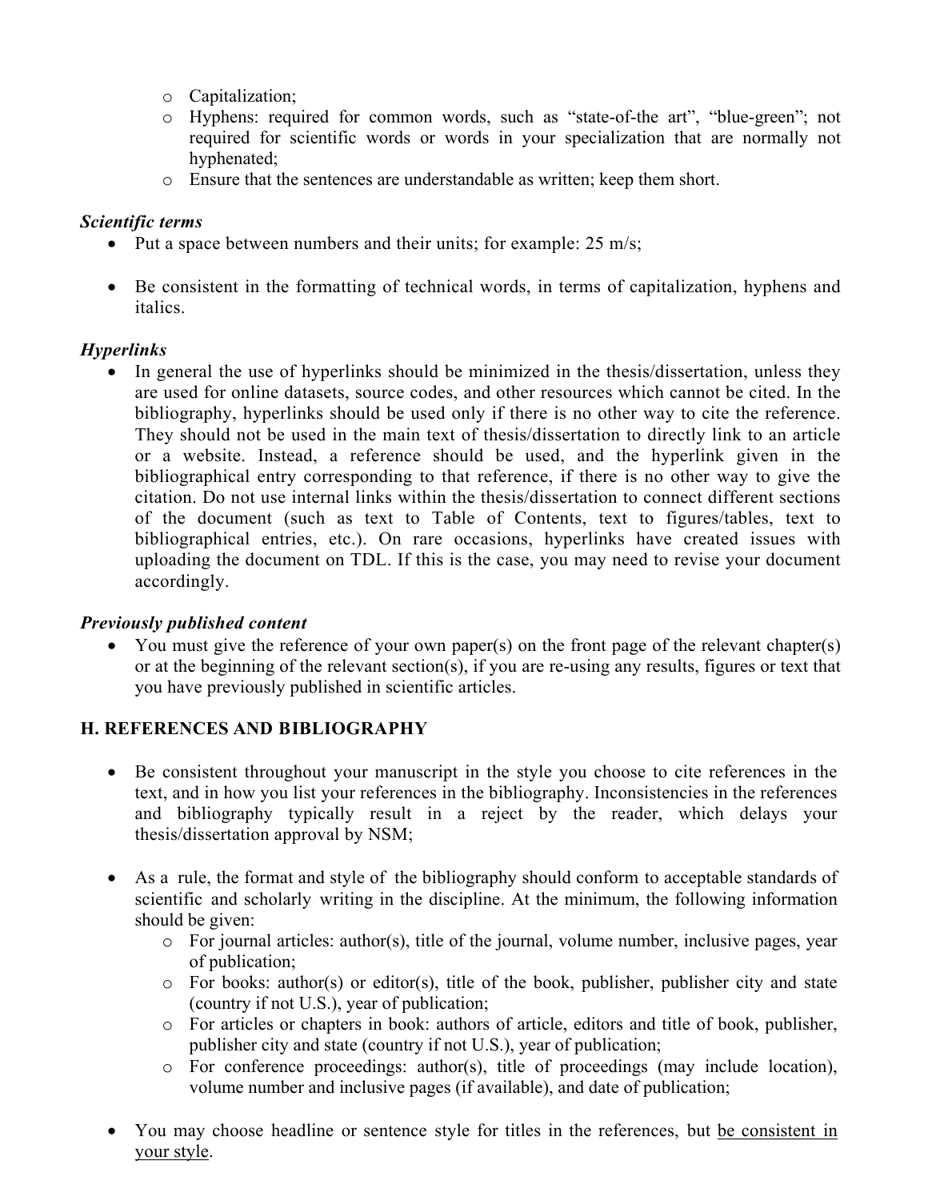- Capitalization;
  - Hyphens: required for common words, such as "state-of-the art", "blue-green"; not required for scientific words or words in your specialization that are normally not hyphenated;
  - Ensure that the sentences are understandable as written; keep them short.

***Scientific terms***

- Put a space between numbers and their units; for example: 25 m/s;

- Be consistent in the formatting of technical words, in terms of capitalization, hyphens and italics.

***Hyperlinks***

- In general the use of hyperlinks should be minimized in the thesis/dissertation, unless they are used for online datasets, source codes, and other resources which cannot be cited. In the bibliography, hyperlinks should be used only if there is no other way to cite the reference. They should not be used in the main text of thesis/dissertation to directly link to an article or a website. Instead, a reference should be used, and the hyperlink given in the bibliographical entry corresponding to that reference, if there is no other way to give the citation. Do not use internal links within the thesis/dissertation to connect different sections of the document (such as text to Table of Contents, text to figures/tables, text to bibliographical entries, etc.). On rare occasions, hyperlinks have created issues with uploading the document on TDL. If this is the case, you may need to revise your document accordingly.

***Previously published content***

- You must give the reference of your own paper(s) on the front page of the relevant chapter(s) or at the beginning of the relevant section(s), if you are re-using any results, figures or text that you have previously published in scientific articles.

## H. REFERENCES AND BIBLIOGRAPHY

- Be consistent throughout your manuscript in the style you choose to cite references in the text, and in how you list your references in the bibliography. Inconsistencies in the references and bibliography typically result in a reject by the reader, which delays your thesis/dissertation approval by NSM;

- As a rule, the format and style of the bibliography should conform to acceptable standards of scientific and scholarly writing in the discipline. At the minimum, the following information should be given:
  - For journal articles: author(s), title of the journal, volume number, inclusive pages, year of publication;
  - For books: author(s) or editor(s), title of the book, publisher, publisher city and state (country if not U.S.), year of publication;
  - For articles or chapters in book: authors of article, editors and title of book, publisher, publisher city and state (country if not U.S.), year of publication;
  - For conference proceedings: author(s), title of proceedings (may include location), volume number and inclusive pages (if available), and date of publication;

- You may choose headline or sentence style for titles in the references, but <u>be consistent in your style</u>.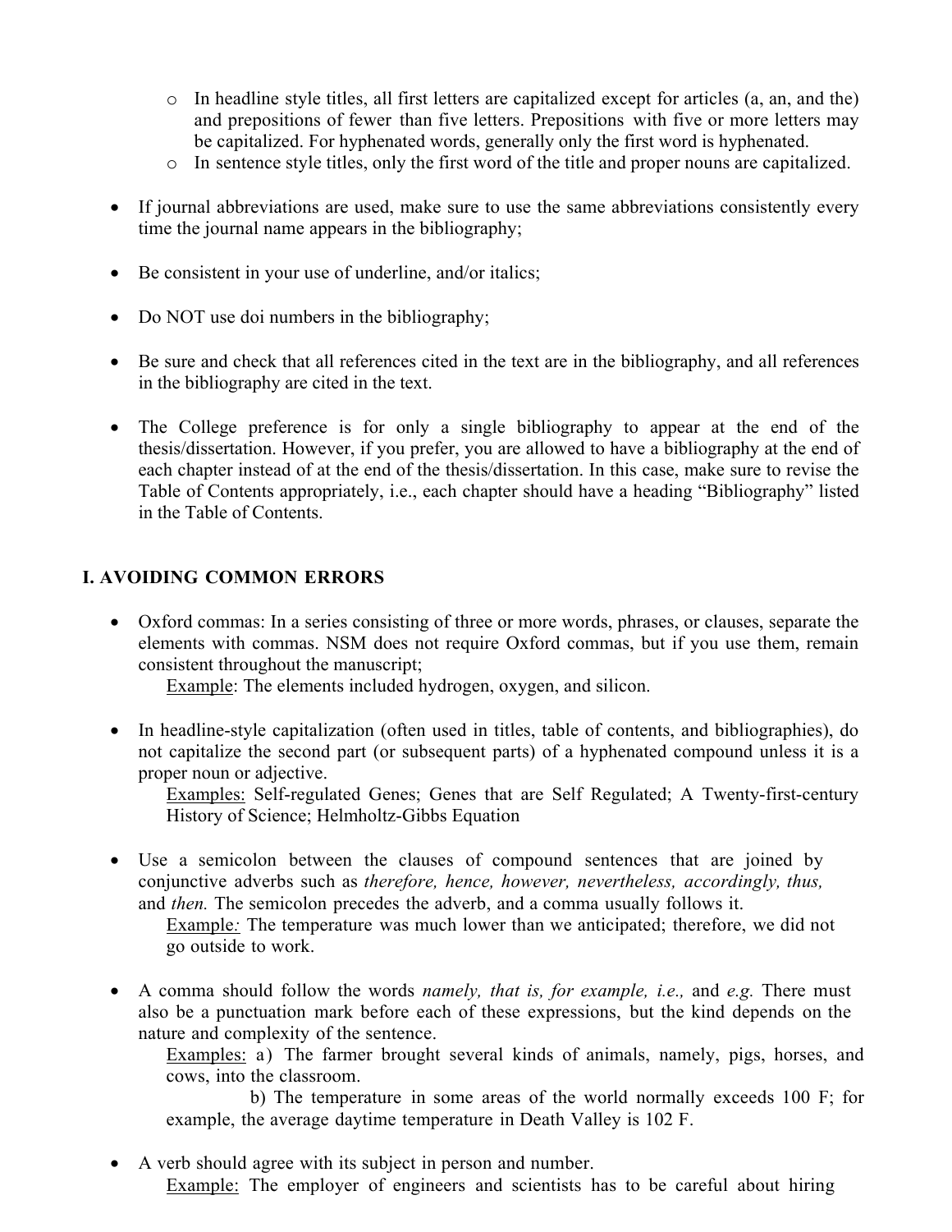- In headline style titles, all first letters are capitalized except for articles (a, an, and the) and prepositions of fewer than five letters. Prepositions with five or more letters may be capitalized. For hyphenated words, generally only the first word is hyphenated.
- In sentence style titles, only the first word of the title and proper nouns are capitalized.

- If journal abbreviations are used, make sure to use the same abbreviations consistently every time the journal name appears in the bibliography;

- Be consistent in your use of underline, and/or italics;

- Do NOT use doi numbers in the bibliography;

- Be sure and check that all references cited in the text are in the bibliography, and all references in the bibliography are cited in the text.

- The College preference is for only a single bibliography to appear at the end of the thesis/dissertation. However, if you prefer, you are allowed to have a bibliography at the end of each chapter instead of at the end of the thesis/dissertation. In this case, make sure to revise the Table of Contents appropriately, i.e., each chapter should have a heading "Bibliography" listed in the Table of Contents.

## I. AVOIDING COMMON ERRORS

- Oxford commas: In a series consisting of three or more words, phrases, or clauses, separate the elements with commas. NSM does not require Oxford commas, but if you use them, remain consistent throughout the manuscript;

  Example: The elements included hydrogen, oxygen, and silicon.

- In headline-style capitalization (often used in titles, table of contents, and bibliographies), do not capitalize the second part (or subsequent parts) of a hyphenated compound unless it is a proper noun or adjective.

  Examples: Self-regulated Genes; Genes that are Self Regulated; A Twenty-first-century History of Science; Helmholtz-Gibbs Equation

- Use a semicolon between the clauses of compound sentences that are joined by conjunctive adverbs such as *therefore, hence, however, nevertheless, accordingly, thus,* and *then.* The semicolon precedes the adverb, and a comma usually follows it.

  Example*:* The temperature was much lower than we anticipated; therefore, we did not go outside to work.

- A comma should follow the words *namely, that is, for example, i.e.,* and *e.g.* There must also be a punctuation mark before each of these expressions, but the kind depends on the nature and complexity of the sentence.

  Examples: a) The farmer brought several kinds of animals, namely, pigs, horses, and cows, into the classroom.

  b) The temperature in some areas of the world normally exceeds 100 F; for example, the average daytime temperature in Death Valley is 102 F.

- A verb should agree with its subject in person and number.

  Example: The employer of engineers and scientists has to be careful about hiring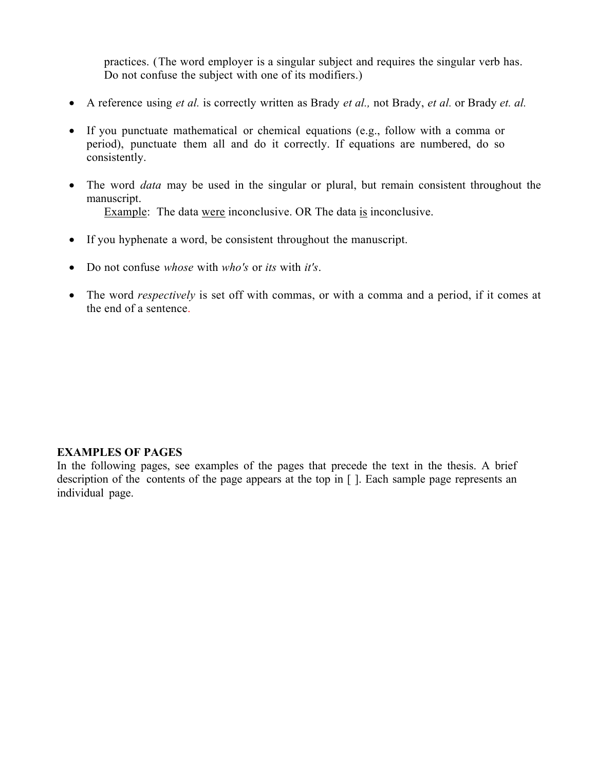practices. (The word employer is a singular subject and requires the singular verb has. Do not confuse the subject with one of its modifiers.)

- A reference using *et al.* is correctly written as Brady *et al.,* not Brady, *et al.* or Brady *et. al.*

- If you punctuate mathematical or chemical equations (e.g., follow with a comma or period), punctuate them all and do it correctly. If equations are numbered, do so consistently.

- The word *data* may be used in the singular or plural, but remain consistent throughout the manuscript.
  Example: The data were inconclusive. OR The data is inconclusive.

- If you hyphenate a word, be consistent throughout the manuscript.

- Do not confuse *whose* with *who's* or *its* with *it's*.

- The word *respectively* is set off with commas, or with a comma and a period, if it comes at the end of a sentence.

**EXAMPLES OF PAGES**

In the following pages, see examples of the pages that precede the text in the thesis. A brief description of the contents of the page appears at the top in [ ]. Each sample page represents an individual page.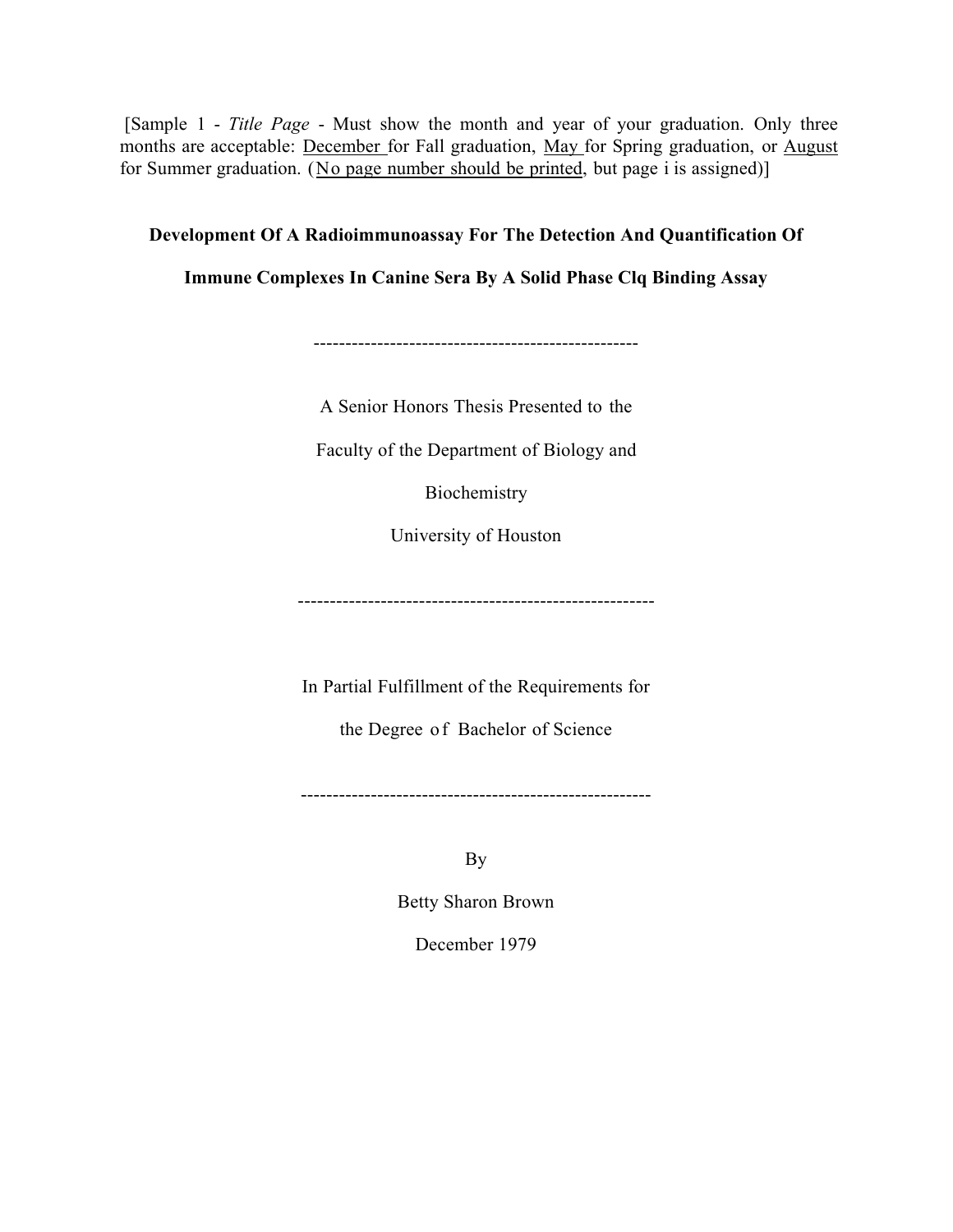[Sample 1 - *Title Page* - Must show the month and year of your graduation. Only three months are acceptable: December for Fall graduation, May for Spring graduation, or August for Summer graduation. (No page number should be printed, but page i is assigned)]

**Development Of A Radioimmunoassay For The Detection And Quantification Of**

**Immune Complexes In Canine Sera By A Solid Phase Clq Binding Assay**

---------------------------------------------------

A Senior Honors Thesis Presented to the

Faculty of the Department of Biology and

Biochemistry

University of Houston

-------------------------------------------------------

In Partial Fulfillment of the Requirements for

the Degree of Bachelor of Science

------------------------------------------------------

By

Betty Sharon Brown

December 1979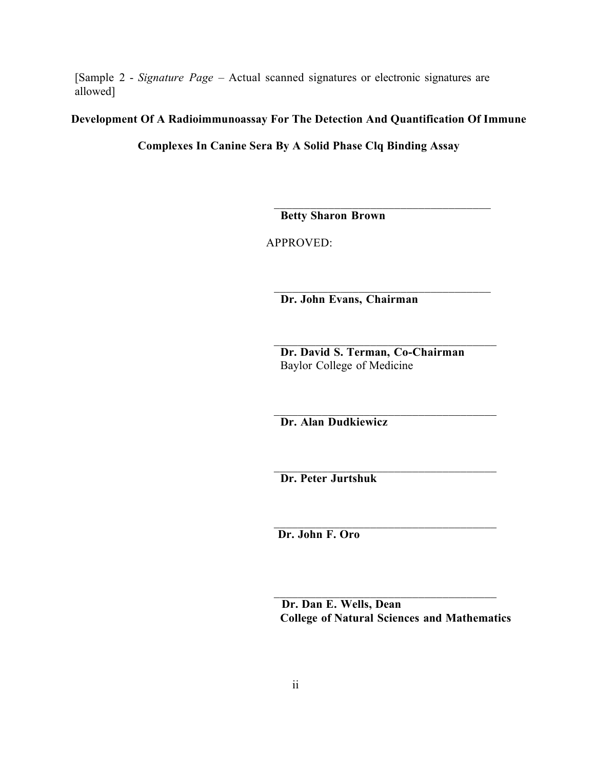[Sample 2 - *Signature Page* – Actual scanned signatures or electronic signatures are allowed]

**Development Of A Radioimmunoassay For The Detection And Quantification Of Immune Complexes In Canine Sera By A Solid Phase Clq Binding Assay**

______________________________________
**Betty Sharon Brown**

APPROVED:

______________________________________
**Dr. John Evans, Chairman**

______________________________________
**Dr. David S. Terman, Co-Chairman**
Baylor College of Medicine

______________________________________
**Dr. Alan Dudkiewicz**

______________________________________
**Dr. Peter Jurtshuk**

______________________________________
**Dr. John F. Oro**

______________________________________
**Dr. Dan E. Wells, Dean**
**College of Natural Sciences and Mathematics**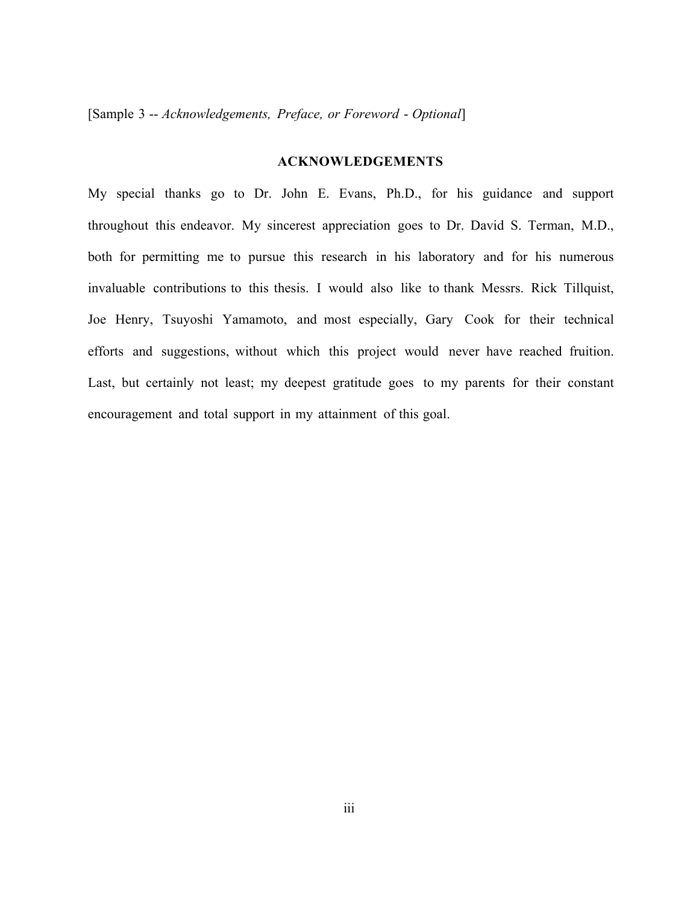[Sample 3 -- *Acknowledgements, Preface, or Foreword - Optional*]

## ACKNOWLEDGEMENTS

My special thanks go to Dr. John E. Evans, Ph.D., for his guidance and support throughout this endeavor. My sincerest appreciation goes to Dr. David S. Terman, M.D., both for permitting me to pursue this research in his laboratory and for his numerous invaluable contributions to this thesis. I would also like to thank Messrs. Rick Tillquist, Joe Henry, Tsuyoshi Yamamoto, and most especially, Gary Cook for their technical efforts and suggestions, without which this project would never have reached fruition. Last, but certainly not least; my deepest gratitude goes to my parents for their constant encouragement and total support in my attainment of this goal.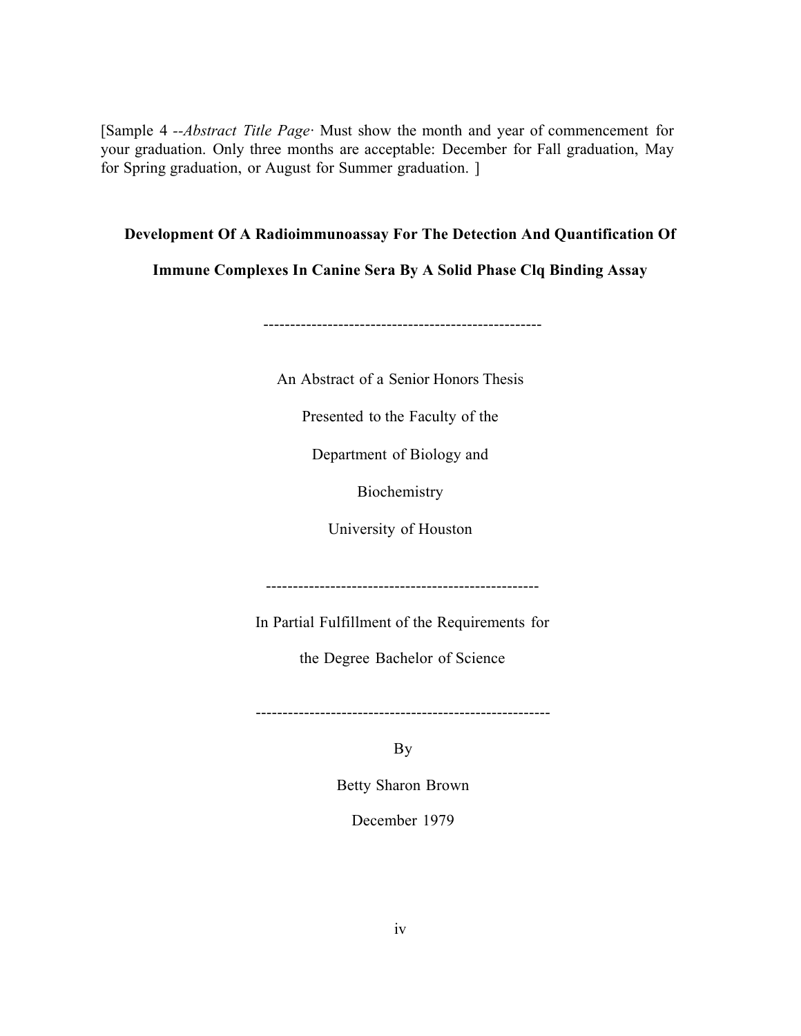[Sample 4 --*Abstract Title Page·* Must show the month and year of commencement for your graduation. Only three months are acceptable: December for Fall graduation, May for Spring graduation, or August for Summer graduation. ]

**Development Of A Radioimmunoassay For The Detection And Quantification Of**

**Immune Complexes In Canine Sera By A Solid Phase Clq Binding Assay**

----------------------------------------------------

An Abstract of a Senior Honors Thesis

Presented to the Faculty of the

Department of Biology and

Biochemistry

University of Houston

---------------------------------------------------

In Partial Fulfillment of the Requirements for

the Degree Bachelor of Science

------------------------------------------------------

By

Betty Sharon Brown

December 1979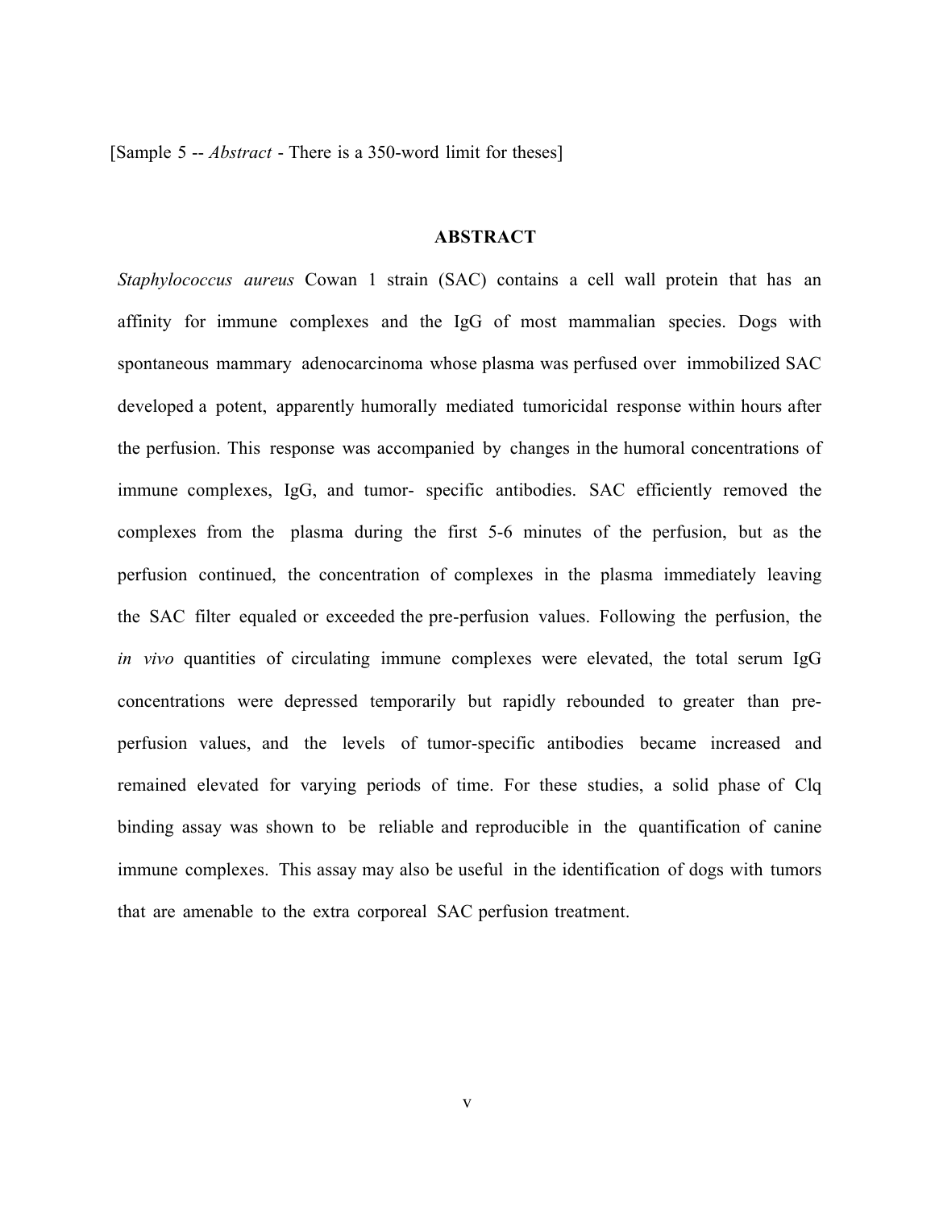[Sample 5 -- *Abstract* - There is a 350-word limit for theses]

## ABSTRACT

*Staphylococcus aureus* Cowan 1 strain (SAC) contains a cell wall protein that has an affinity for immune complexes and the IgG of most mammalian species. Dogs with spontaneous mammary adenocarcinoma whose plasma was perfused over immobilized SAC developed a potent, apparently humorally mediated tumoricidal response within hours after the perfusion. This response was accompanied by changes in the humoral concentrations of immune complexes, IgG, and tumor- specific antibodies. SAC efficiently removed the complexes from the plasma during the first 5-6 minutes of the perfusion, but as the perfusion continued, the concentration of complexes in the plasma immediately leaving the SAC filter equaled or exceeded the pre-perfusion values. Following the perfusion, the *in vivo* quantities of circulating immune complexes were elevated, the total serum IgG concentrations were depressed temporarily but rapidly rebounded to greater than pre-perfusion values, and the levels of tumor-specific antibodies became increased and remained elevated for varying periods of time. For these studies, a solid phase of Clq binding assay was shown to be reliable and reproducible in the quantification of canine immune complexes. This assay may also be useful in the identification of dogs with tumors that are amenable to the extra corporeal SAC perfusion treatment.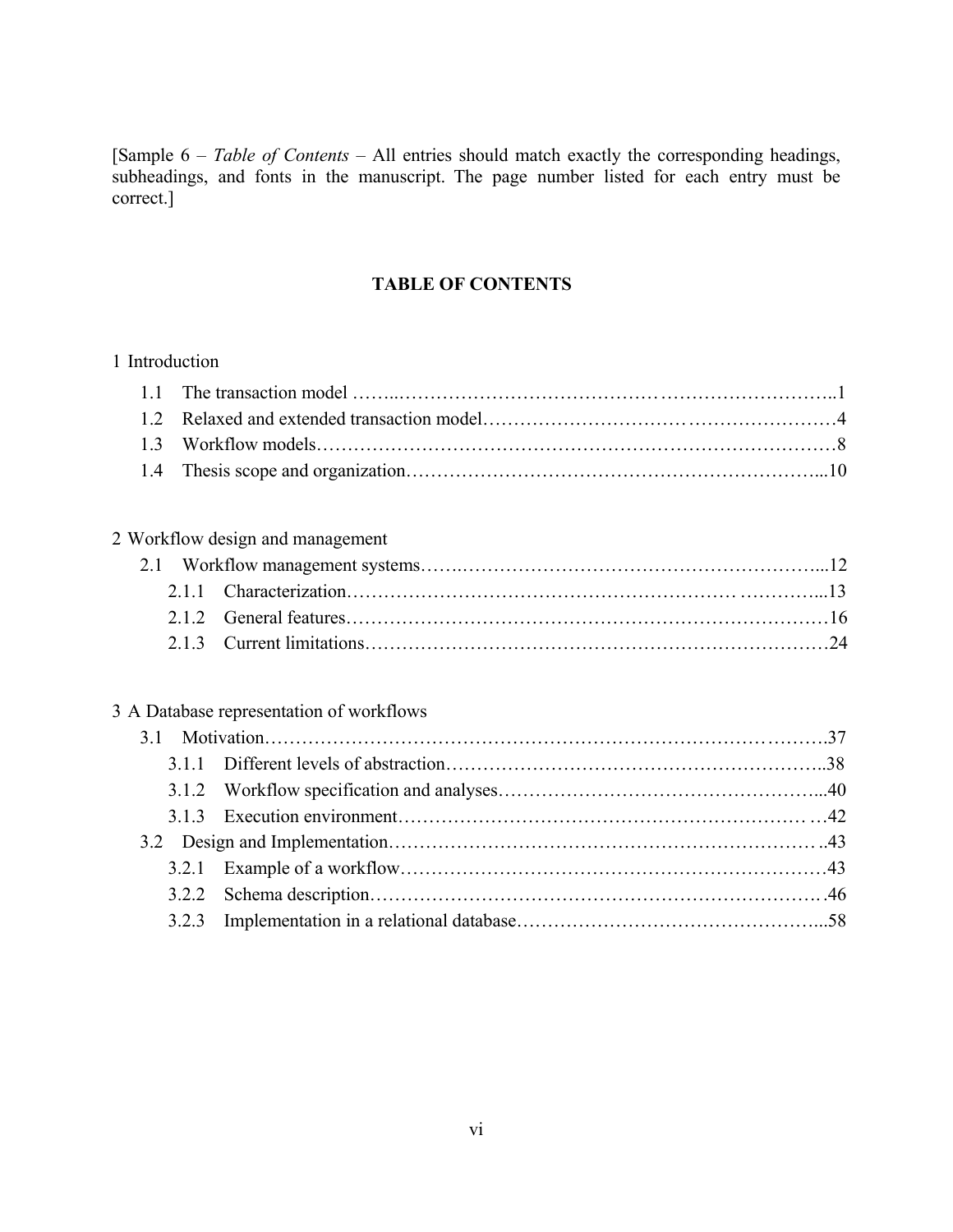[Sample 6 – *Table of Contents* – All entries should match exactly the corresponding headings, subheadings, and fonts in the manuscript. The page number listed for each entry must be correct.]

**TABLE OF CONTENTS**

1 Introduction

- 1.1 The transaction model ……..……………………………………………………………..1
- 1.2 Relaxed and extended transaction model………………………………………………4
- 1.3 Workflow models………………………………………………………………………8
- 1.4 Thesis scope and organization………………………………………………………...10

2 Workflow design and management

- 2.1 Workflow management systems……..………………………………………………...12
  - 2.1.1 Characterization……………………………………………………………...13
  - 2.1.2 General features……………………………………………………………16
  - 2.1.3 Current limitations…………………………………………………………24

3 A Database representation of workflows

- 3.1 Motivation……………………………………………………………………………..37
  - 3.1.1 Different levels of abstraction……………………………………………..38
  - 3.1.2 Workflow specification and analyses……………………………………...40
  - 3.1.3 Execution environment………………………………………………………42
- 3.2 Design and Implementation…………………………………………………………..43
  - 3.2.1 Example of a workflow……………………………………………………43
  - 3.2.2 Schema description………………………………………………………….46
  - 3.2.3 Implementation in a relational database……………………………………...58